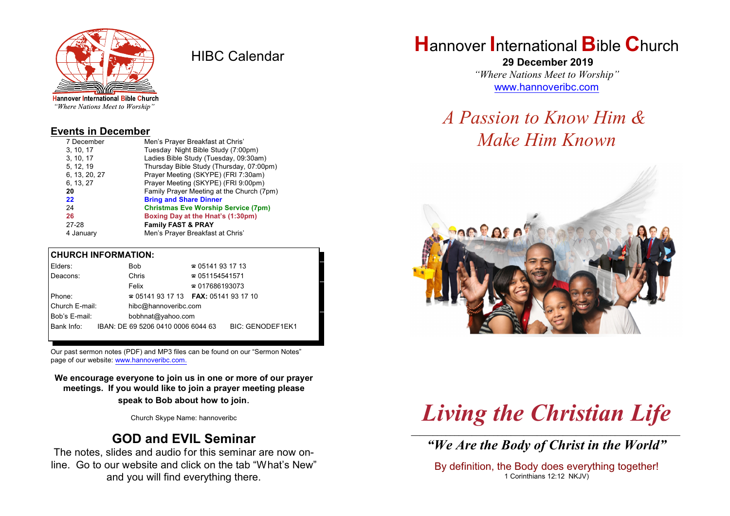Hannover International Bible Church
*"Where Nations Meet to Worship"*

# HIBC Calendar

## Events in December

| | |
|---|---|
| 7 December | Men's Prayer Breakfast at Chris' |
| 3, 10, 17 | Tuesday Night Bible Study (7:00pm) |
| 3, 10, 17 | Ladies Bible Study (Tuesday, 09:30am) |
| 5, 12, 19 | Thursday Bible Study (Thursday, 07:00pm) |
| 6, 13, 20, 27 | Prayer Meeting (SKYPE) (FRI 7:30am) |
| 6, 13, 27 | Prayer Meeting (SKYPE) (FRI 9:00pm) |
| **20** | Family Prayer Meeting at the Church (7pm) |
| **22** | **Bring and Share Dinner** |
| 24 | **Christmas Eve Worship Service (7pm)** |
| **26** | **Boxing Day at the Hnat's (1:30pm)** |
| 27-28 | **Family FAST & PRAY** |
| 4 January | Men's Prayer Breakfast at Chris' |

## CHURCH INFORMATION:

| | | |
|---|---|---|
| Elders: | Bob | ☎ 05141 93 17 13 |
| Deacons: | Chris | ☎ 051154541571 |
| | Felix | ☎ 017686193073 |
| Phone: | ☎ 05141 93 17 13 | **FAX:** 05141 93 17 10 |
| Church E-mail: | hibc@hannoveribc.com | |
| Bob's E-mail: | bobhnat@yahoo.com | |
| Bank Info: | IBAN: DE 69 5206 0410 0006 6044 63 | BIC: GENODEF1EK1 |

Our past sermon notes (PDF) and MP3 files can be found on our "Sermon Notes" page of our website: www.hannoveribc.com.

**We encourage everyone to join us in one or more of our prayer meetings. If you would like to join a prayer meeting please speak to Bob about how to join.**

Church Skype Name: hannoveribc

## GOD and EVIL Seminar

The notes, slides and audio for this seminar are now on-line. Go to our website and click on the tab "What's New" and you will find everything there.

# Hannover International Bible Church

**29 December 2019**

*"Where Nations Meet to Worship"*

www.hannoveribc.com

## *A Passion to Know Him & Make Him Known*

# *Living the Christian Life*

***"We Are the Body of Christ in the World"***

By definition, the Body does everything together!

1 Corinthians 12:12 NKJV)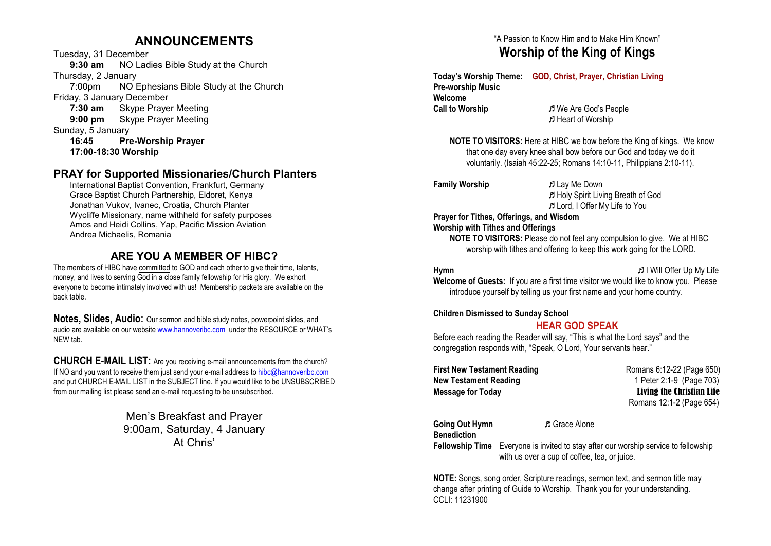# ANNOUNCEMENTS

Tuesday, 31 December
**9:30 am** NO Ladies Bible Study at the Church

Thursday, 2 January
7:00pm NO Ephesians Bible Study at the Church

Friday, 3 January December
**7:30 am** Skype Prayer Meeting
**9:00 pm** Skype Prayer Meeting

Sunday, 5 January
**16:45 Pre-Worship Prayer**
**17:00-18:30 Worship**

## PRAY for Supported Missionaries/Church Planters

International Baptist Convention, Frankfurt, Germany
Grace Baptist Church Partnership, Eldoret, Kenya
Jonathan Vukov, Ivanec, Croatia, Church Planter
Wycliffe Missionary, name withheld for safety purposes
Amos and Heidi Collins, Yap, Pacific Mission Aviation
Andrea Michaelis, Romania

## ARE YOU A MEMBER OF HIBC?

The members of HIBC have committed to GOD and each other to give their time, talents, money, and lives to serving God in a close family fellowship for His glory. We exhort everyone to become intimately involved with us! Membership packets are available on the back table.

**Notes, Slides, Audio:** Our sermon and bible study notes, powerpoint slides, and audio are available on our website www.hannoveribc.com under the RESOURCE or WHAT's NEW tab.

**CHURCH E-MAIL LIST:** Are you receiving e-mail announcements from the church? If NO and you want to receive them just send your e-mail address to hibc@hannoveribc.com and put CHURCH E-MAIL LIST in the SUBJECT line. If you would like to be UNSUBSCRIBED from our mailing list please send an e-mail requesting to be unsubscribed.

Men's Breakfast and Prayer
9:00am, Saturday, 4 January
At Chris'

"A Passion to Know Him and to Make Him Known"

# Worship of the King of Kings

**Today's Worship Theme:** **GOD, Christ, Prayer, Christian Living**
**Pre-worship Music**
**Welcome**
**Call to Worship** ♬ We Are God's People
♬ Heart of Worship

**NOTE TO VISITORS:** Here at HIBC we bow before the King of kings. We know that one day every knee shall bow before our God and today we do it voluntarily. (Isaiah 45:22-25; Romans 14:10-11, Philippians 2:10-11).

**Family Worship** ♬ Lay Me Down
♬ Holy Spirit Living Breath of God
♬ Lord, I Offer My Life to You

**Prayer for Tithes, Offerings, and Wisdom**
**Worship with Tithes and Offerings**

**NOTE TO VISITORS:** Please do not feel any compulsion to give. We at HIBC worship with tithes and offering to keep this work going for the LORD.

**Hymn** ♬ I Will Offer Up My Life

**Welcome of Guests:** If you are a first time visitor we would like to know you. Please introduce yourself by telling us your first name and your home country.

**Children Dismissed to Sunday School**

## HEAR GOD SPEAK

Before each reading the Reader will say, "This is what the Lord says" and the congregation responds with, "Speak, O Lord, Your servants hear."

**First New Testament Reading** Romans 6:12-22 (Page 650)
**New Testament Reading** 1 Peter 2:1-9 (Page 703)
**Message for Today** **Living the Christian Life**
Romans 12:1-2 (Page 654)

**Going Out Hymn** ♬ Grace Alone
**Benediction**
**Fellowship Time** Everyone is invited to stay after our worship service to fellowship with us over a cup of coffee, tea, or juice.

**NOTE:** Songs, song order, Scripture readings, sermon text, and sermon title may change after printing of Guide to Worship. Thank you for your understanding.
CCLI: 11231900